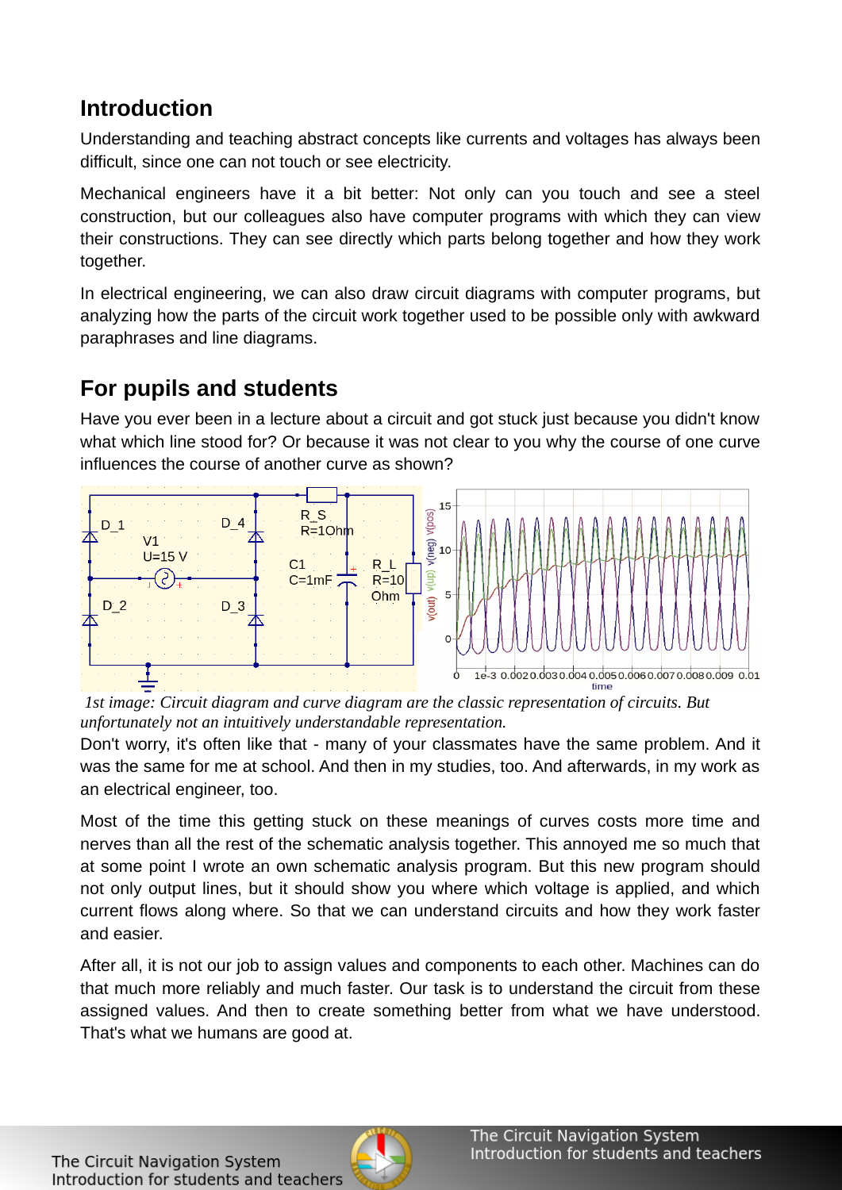## Introduction

Understanding and teaching abstract concepts like currents and voltages has always been difficult, since one can not touch or see electricity.

Mechanical engineers have it a bit better: Not only can you touch and see a steel construction, but our colleagues also have computer programs with which they can view their constructions. They can see directly which parts belong together and how they work together.

In electrical engineering, we can also draw circuit diagrams with computer programs, but analyzing how the parts of the circuit work together used to be possible only with awkward paraphrases and line diagrams.

## For pupils and students

Have you ever been in a lecture about a circuit and got stuck just because you didn't know what which line stood for? Or because it was not clear to you why the course of one curve influences the course of another curve as shown?

*1st image: Circuit diagram and curve diagram are the classic representation of circuits. But unfortunately not an intuitively understandable representation.*

Don't worry, it's often like that - many of your classmates have the same problem. And it was the same for me at school. And then in my studies, too. And afterwards, in my work as an electrical engineer, too.

Most of the time this getting stuck on these meanings of curves costs more time and nerves than all the rest of the schematic analysis together. This annoyed me so much that at some point I wrote an own schematic analysis program. But this new program should not only output lines, but it should show you where which voltage is applied, and which current flows along where. So that we can understand circuits and how they work faster and easier.

After all, it is not our job to assign values and components to each other. Machines can do that much more reliably and much faster. Our task is to understand the circuit from these assigned values. And then to create something better from what we have understood. That's what we humans are good at.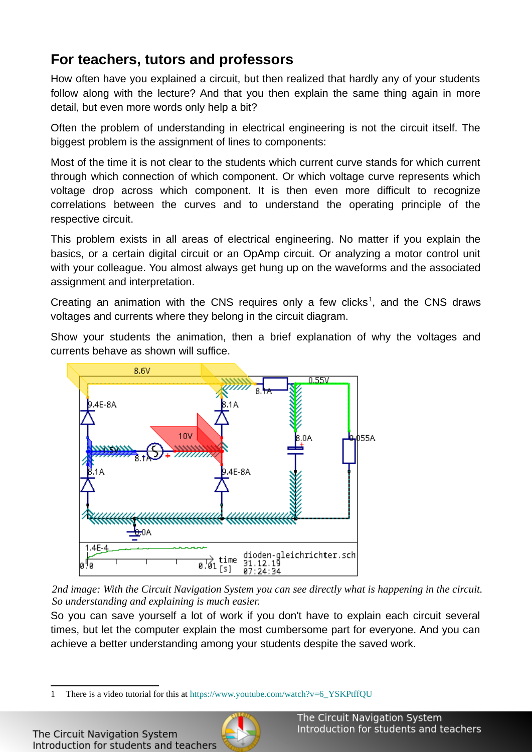## For teachers, tutors and professors

How often have you explained a circuit, but then realized that hardly any of your students follow along with the lecture? And that you then explain the same thing again in more detail, but even more words only help a bit?

Often the problem of understanding in electrical engineering is not the circuit itself. The biggest problem is the assignment of lines to components:

Most of the time it is not clear to the students which current curve stands for which current through which connection of which component. Or which voltage curve represents which voltage drop across which component. It is then even more difficult to recognize correlations between the curves and to understand the operating principle of the respective circuit.

This problem exists in all areas of electrical engineering. No matter if you explain the basics, or a certain digital circuit or an OpAmp circuit. Or analyzing a motor control unit with your colleague. You almost always get hung up on the waveforms and the associated assignment and interpretation.

Creating an animation with the CNS requires only a few clicks[1], and the CNS draws voltages and currents where they belong in the circuit diagram.

Show your students the animation, then a brief explanation of why the voltages and currents behave as shown will suffice.

*2nd image: With the Circuit Navigation System you can see directly what is happening in the circuit. So understanding and explaining is much easier.*

So you can save yourself a lot of work if you don't have to explain each circuit several times, but let the computer explain the most cumbersome part for everyone. And you can achieve a better understanding among your students despite the saved work.

1 There is a video tutorial for this at https://www.youtube.com/watch?v=6_YSKPtffQU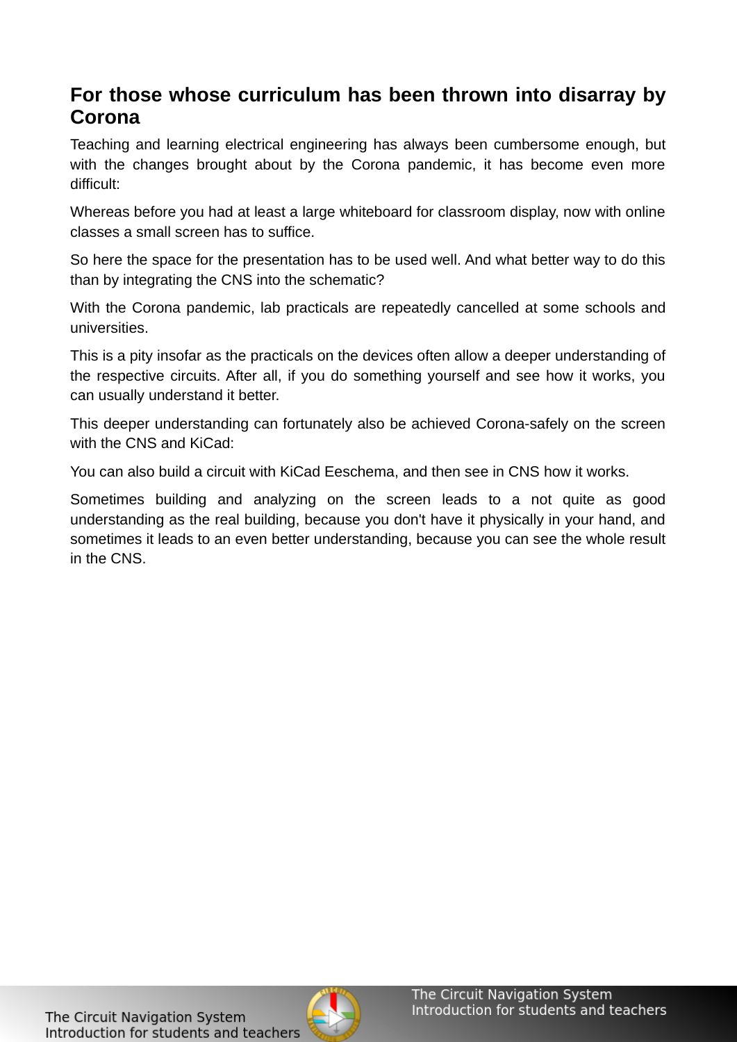## For those whose curriculum has been thrown into disarray by Corona

Teaching and learning electrical engineering has always been cumbersome enough, but with the changes brought about by the Corona pandemic, it has become even more difficult:

Whereas before you had at least a large whiteboard for classroom display, now with online classes a small screen has to suffice.

So here the space for the presentation has to be used well. And what better way to do this than by integrating the CNS into the schematic?

With the Corona pandemic, lab practicals are repeatedly cancelled at some schools and universities.

This is a pity insofar as the practicals on the devices often allow a deeper understanding of the respective circuits. After all, if you do something yourself and see how it works, you can usually understand it better.

This deeper understanding can fortunately also be achieved Corona-safely on the screen with the CNS and KiCad:

You can also build a circuit with KiCad Eeschema, and then see in CNS how it works.

Sometimes building and analyzing on the screen leads to a not quite as good understanding as the real building, because you don't have it physically in your hand, and sometimes it leads to an even better understanding, because you can see the whole result in the CNS.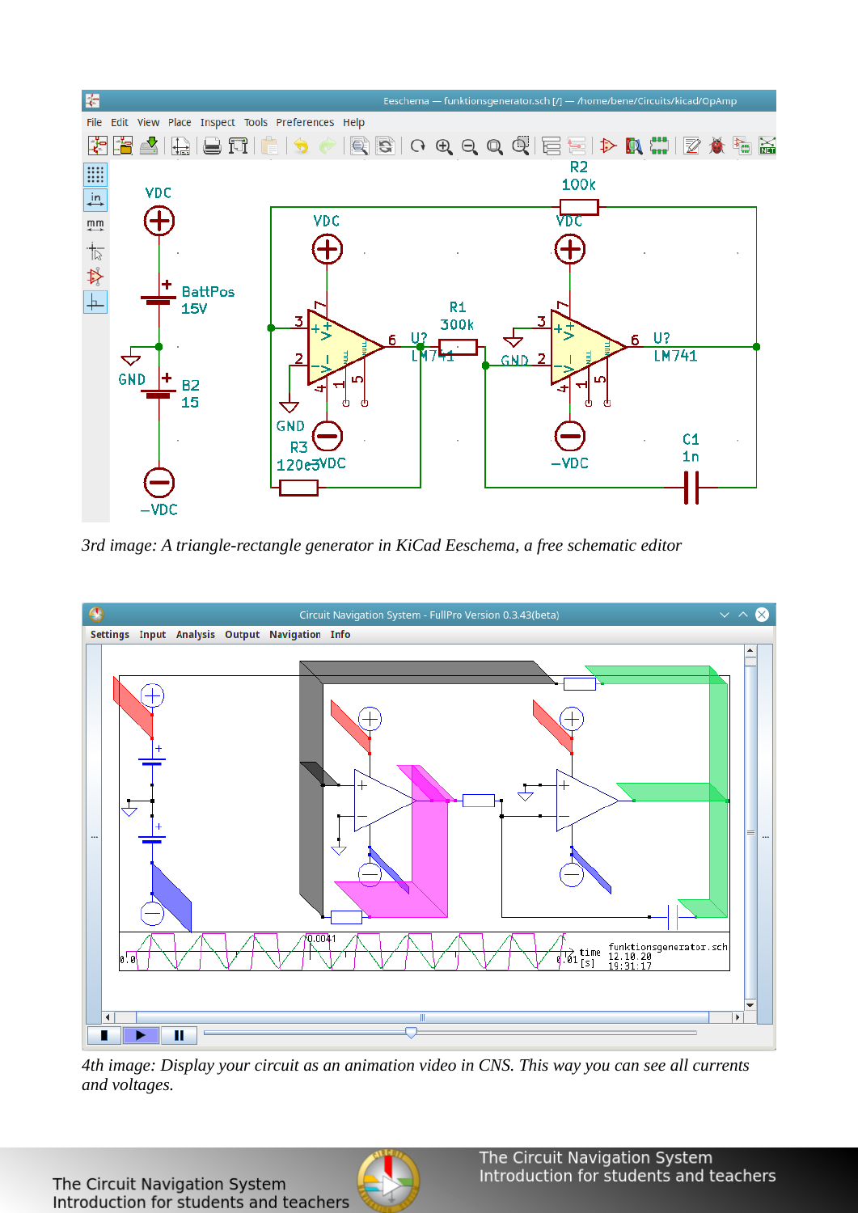*3rd image: A triangle-rectangle generator in KiCad Eeschema, a free schematic editor*

*4th image: Display your circuit as an animation video in CNS. This way you can see all currents and voltages.*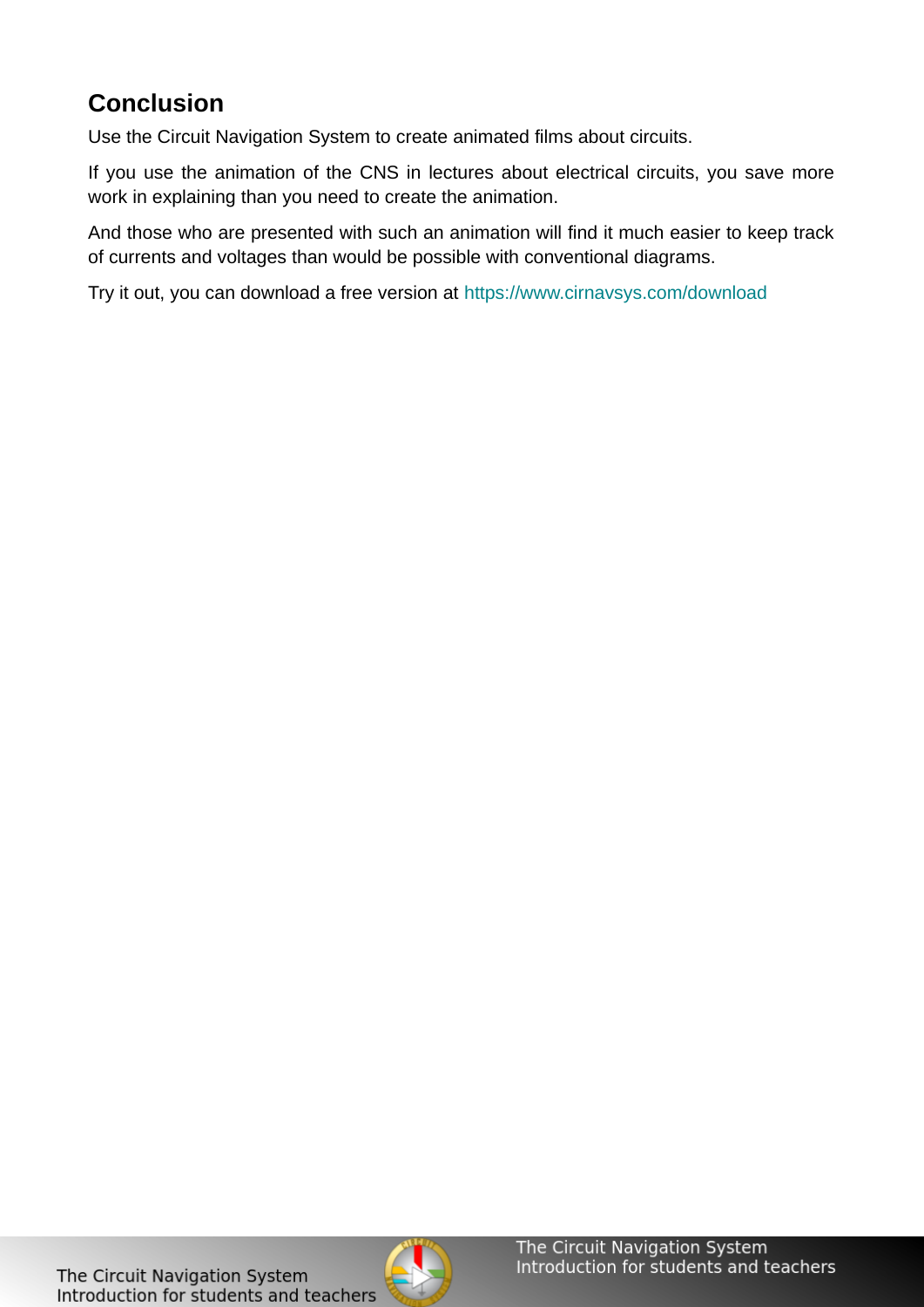## Conclusion

Use the Circuit Navigation System to create animated films about circuits.

If you use the animation of the CNS in lectures about electrical circuits, you save more work in explaining than you need to create the animation.

And those who are presented with such an animation will find it much easier to keep track of currents and voltages than would be possible with conventional diagrams.

Try it out, you can download a free version at https://www.cirnavsys.com/download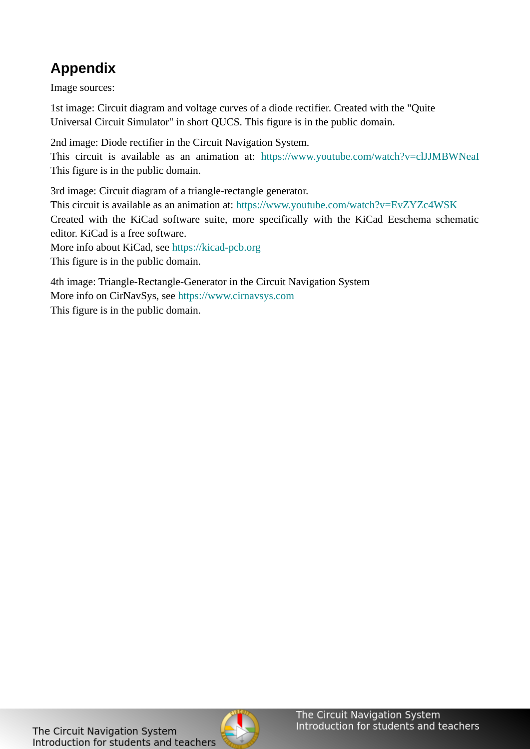## Appendix

Image sources:

1st image: Circuit diagram and voltage curves of a diode rectifier. Created with the "Quite Universal Circuit Simulator" in short QUCS. This figure is in the public domain.

2nd image: Diode rectifier in the Circuit Navigation System.
This circuit is available as an animation at: https://www.youtube.com/watch?v=clJJMBWNeaI
This figure is in the public domain.

3rd image: Circuit diagram of a triangle-rectangle generator.
This circuit is available as an animation at: https://www.youtube.com/watch?v=EvZYZc4WSK
Created with the KiCad software suite, more specifically with the KiCad Eeschema schematic editor. KiCad is a free software.
More info about KiCad, see https://kicad-pcb.org
This figure is in the public domain.

4th image: Triangle-Rectangle-Generator in the Circuit Navigation System
More info on CirNavSys, see https://www.cirnavsys.com
This figure is in the public domain.